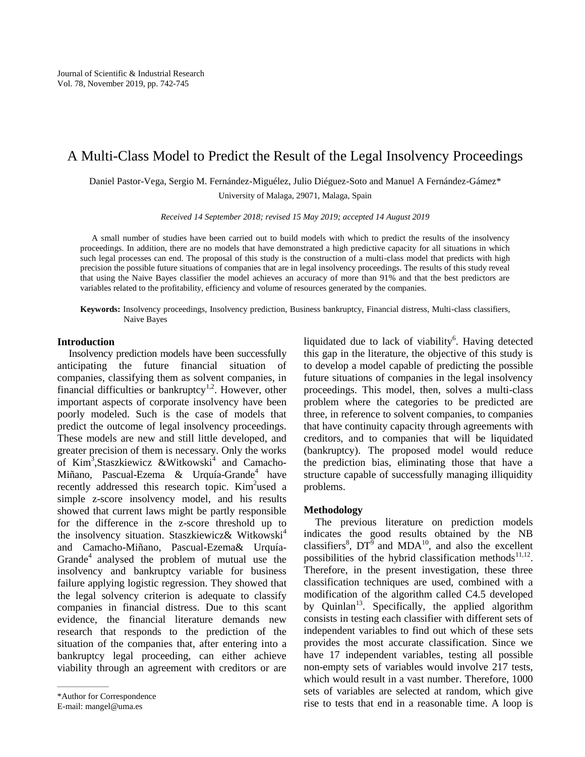# A Multi-Class Model to Predict the Result of the Legal Insolvency Proceedings

Daniel Pastor-Vega, Sergio M. Fernández-Miguélez, Julio Diéguez-Soto and Manuel A Fernández-Gámez*

University of Malaga, 29071, Malaga, Spain

*Received 14 September 2018; revised 15 May 2019; accepted 14 August 2019*

A small number of studies have been carried out to build models with which to predict the results of the insolvency proceedings. In addition, there are no models that have demonstrated a high predictive capacity for all situations in which such legal processes can end. The proposal of this study is the construction of a multi-class model that predicts with high precision the possible future situations of companies that are in legal insolvency proceedings. The results of this study reveal that using the Naive Bayes classifier the model achieves an accuracy of more than 91% and that the best predictors are variables related to the profitability, efficiency and volume of resources generated by the companies.

**Keywords:** Insolvency proceedings, Insolvency prediction, Business bankruptcy, Financial distress, Multi-class classifiers, Naive Bayes

## Introduction

Insolvency prediction models have been successfully anticipating the future financial situation of companies, classifying them as solvent companies, in financial difficulties or bankruptcy[1,2]. However, other important aspects of corporate insolvency have been poorly modeled. Such is the case of models that predict the outcome of legal insolvency proceedings. These models are new and still little developed, and greater precision of them is necessary. Only the works of Kim[3],Staszkiewicz &Witkowski[4] and Camacho-Miñano, Pascual-Ezema & Urquía-Grande[4] have recently addressed this research topic. Kim[2]used a simple z-score insolvency model, and his results showed that current laws might be partly responsible for the difference in the z-score threshold up to the insolvency situation. Staszkiewicz& Witkowski[4] and Camacho-Miñano, Pascual-Ezema& Urquía-Grande[4] analysed the problem of mutual use the insolvency and bankruptcy variable for business failure applying logistic regression. They showed that the legal solvency criterion is adequate to classify companies in financial distress. Due to this scant evidence, the financial literature demands new research that responds to the prediction of the situation of the companies that, after entering into a bankruptcy legal proceeding, can either achieve viability through an agreement with creditors or are liquidated due to lack of viability[6]. Having detected this gap in the literature, the objective of this study is to develop a model capable of predicting the possible future situations of companies in the legal insolvency proceedings. This model, then, solves a multi-class problem where the categories to be predicted are three, in reference to solvent companies, to companies that have continuity capacity through agreements with creditors, and to companies that will be liquidated (bankruptcy). The proposed model would reduce the prediction bias, eliminating those that have a structure capable of successfully managing illiquidity problems.

## Methodology

The previous literature on prediction models indicates the good results obtained by the NB classifiers[8], DT[9] and MDA[10], and also the excellent possibilities of the hybrid classification methods[11,12]. Therefore, in the present investigation, these three classification techniques are used, combined with a modification of the algorithm called C4.5 developed by Quinlan[13]. Specifically, the applied algorithm consists in testing each classifier with different sets of independent variables to find out which of these sets provides the most accurate classification. Since we have 17 independent variables, testing all possible non-empty sets of variables would involve 217 tests, which would result in a vast number. Therefore, 1000 sets of variables are selected at random, which give rise to tests that end in a reasonable time. A loop is

*Author for Correspondence
E-mail: mangel@uma.es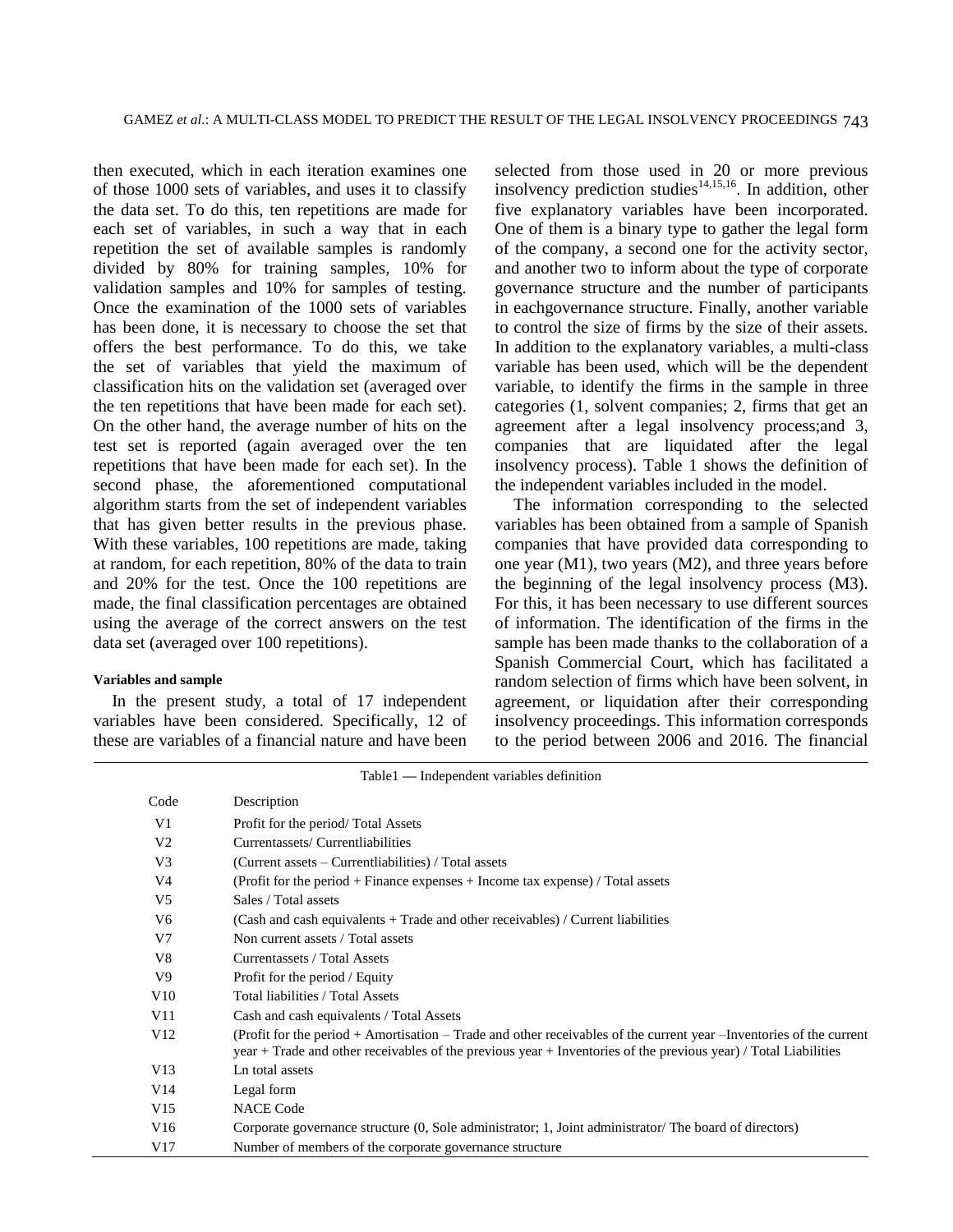then executed, which in each iteration examines one of those 1000 sets of variables, and uses it to classify the data set. To do this, ten repetitions are made for each set of variables, in such a way that in each repetition the set of available samples is randomly divided by 80% for training samples, 10% for validation samples and 10% for samples of testing. Once the examination of the 1000 sets of variables has been done, it is necessary to choose the set that offers the best performance. To do this, we take the set of variables that yield the maximum of classification hits on the validation set (averaged over the ten repetitions that have been made for each set). On the other hand, the average number of hits on the test set is reported (again averaged over the ten repetitions that have been made for each set). In the second phase, the aforementioned computational algorithm starts from the set of independent variables that has given better results in the previous phase. With these variables, 100 repetitions are made, taking at random, for each repetition, 80% of the data to train and 20% for the test. Once the 100 repetitions are made, the final classification percentages are obtained using the average of the correct answers on the test data set (averaged over 100 repetitions).

#### Variables and sample

In the present study, a total of 17 independent variables have been considered. Specifically, 12 of these are variables of a financial nature and have been selected from those used in 20 or more previous insolvency prediction studies[14,15,16]. In addition, other five explanatory variables have been incorporated. One of them is a binary type to gather the legal form of the company, a second one for the activity sector, and another two to inform about the type of corporate governance structure and the number of participants in eachgovernance structure. Finally, another variable to control the size of firms by the size of their assets. In addition to the explanatory variables, a multi-class variable has been used, which will be the dependent variable, to identify the firms in the sample in three categories (1, solvent companies; 2, firms that get an agreement after a legal insolvency process;and 3, companies that are liquidated after the legal insolvency process). Table 1 shows the definition of the independent variables included in the model.

The information corresponding to the selected variables has been obtained from a sample of Spanish companies that have provided data corresponding to one year (M1), two years (M2), and three years before the beginning of the legal insolvency process (M3). For this, it has been necessary to use different sources of information. The identification of the firms in the sample has been made thanks to the collaboration of a Spanish Commercial Court, which has facilitated a random selection of firms which have been solvent, in agreement, or liquidation after their corresponding insolvency proceedings. This information corresponds to the period between 2006 and 2016. The financial

Table1 — Independent variables definition

| Code | Description |
|---|---|
| V1 | Profit for the period/ Total Assets |
| V2 | Currentassets/ Currentliabilities |
| V3 | (Current assets – Currentliabilities) / Total assets |
| V4 | (Profit for the period + Finance expenses + Income tax expense) / Total assets |
| V5 | Sales / Total assets |
| V6 | (Cash and cash equivalents + Trade and other receivables) / Current liabilities |
| V7 | Non current assets / Total assets |
| V8 | Currentassets / Total Assets |
| V9 | Profit for the period / Equity |
| V10 | Total liabilities / Total Assets |
| V11 | Cash and cash equivalents / Total Assets |
| V12 | (Profit for the period + Amortisation – Trade and other receivables of the current year –Inventories of the current year + Trade and other receivables of the previous year + Inventories of the previous year) / Total Liabilities |
| V13 | Ln total assets |
| V14 | Legal form |
| V15 | NACE Code |
| V16 | Corporate governance structure (0, Sole administrator; 1, Joint administrator/ The board of directors) |
| V17 | Number of members of the corporate governance structure |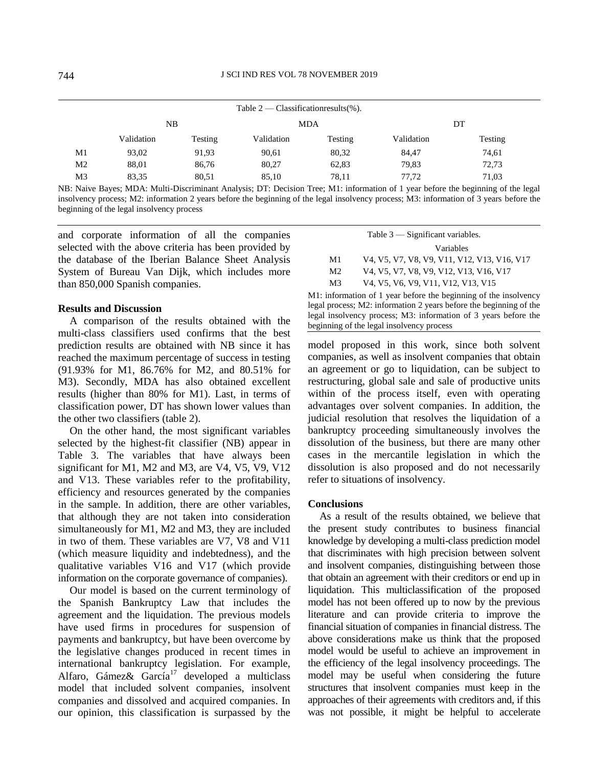Table 2 — Classificationresults(%).

| | NB | | MDA | | DT | |
|---|---|---|---|---|---|---|
| | Validation | Testing | Validation | Testing | Validation | Testing |
| M1 | 93,02 | 91,93 | 90,61 | 80,32 | 84,47 | 74,61 |
| M2 | 88,01 | 86,76 | 80,27 | 62,83 | 79,83 | 72,73 |
| M3 | 83,35 | 80,51 | 85,10 | 78,11 | 77,72 | 71,03 |

NB: Naive Bayes; MDA: Multi-Discriminant Analysis; DT: Decision Tree; M1: information of 1 year before the beginning of the legal insolvency process; M2: information 2 years before the beginning of the legal insolvency process; M3: information of 3 years before the beginning of the legal insolvency process

and corporate information of all the companies selected with the above criteria has been provided by the database of the Iberian Balance Sheet Analysis System of Bureau Van Dijk, which includes more than 850,000 Spanish companies.

## Results and Discussion

A comparison of the results obtained with the multi-class classifiers used confirms that the best prediction results are obtained with NB since it has reached the maximum percentage of success in testing (91.93% for M1, 86.76% for M2, and 80.51% for M3). Secondly, MDA has also obtained excellent results (higher than 80% for M1). Last, in terms of classification power, DT has shown lower values than the other two classifiers (table 2).

On the other hand, the most significant variables selected by the highest-fit classifier (NB) appear in Table 3. The variables that have always been significant for M1, M2 and M3, are V4, V5, V9, V12 and V13. These variables refer to the profitability, efficiency and resources generated by the companies in the sample. In addition, there are other variables, that although they are not taken into consideration simultaneously for M1, M2 and M3, they are included in two of them. These variables are V7, V8 and V11 (which measure liquidity and indebtedness), and the qualitative variables V16 and V17 (which provide information on the corporate governance of companies).

Our model is based on the current terminology of the Spanish Bankruptcy Law that includes the agreement and the liquidation. The previous models have used firms in procedures for suspension of payments and bankruptcy, but have been overcome by the legislative changes produced in recent times in international bankruptcy legislation. For example, Alfaro, Gámez& García[17] developed a multiclass model that included solvent companies, insolvent companies and dissolved and acquired companies. In our opinion, this classification is surpassed by the model proposed in this work, since both solvent companies, as well as insolvent companies that obtain an agreement or go to liquidation, can be subject to restructuring, global sale and sale of productive units within of the process itself, even with operating advantages over solvent companies. In addition, the judicial resolution that resolves the liquidation of a bankruptcy proceeding simultaneously involves the dissolution of the business, but there are many other cases in the mercantile legislation in which the dissolution is also proposed and do not necessarily refer to situations of insolvency.

Table 3 — Significant variables.

| | Variables |
|---|---|
| M1 | V4, V5, V7, V8, V9, V11, V12, V13, V16, V17 |
| M2 | V4, V5, V7, V8, V9, V12, V13, V16, V17 |
| M3 | V4, V5, V6, V9, V11, V12, V13, V15 |

M1: information of 1 year before the beginning of the insolvency legal process; M2: information 2 years before the beginning of the legal insolvency process; M3: information of 3 years before the beginning of the legal insolvency process

## Conclusions

As a result of the results obtained, we believe that the present study contributes to business financial knowledge by developing a multi-class prediction model that discriminates with high precision between solvent and insolvent companies, distinguishing between those that obtain an agreement with their creditors or end up in liquidation. This multiclassification of the proposed model has not been offered up to now by the previous literature and can provide criteria to improve the financial situation of companies in financial distress. The above considerations make us think that the proposed model would be useful to achieve an improvement in the efficiency of the legal insolvency proceedings. The model may be useful when considering the future structures that insolvent companies must keep in the approaches of their agreements with creditors and, if this was not possible, it might be helpful to accelerate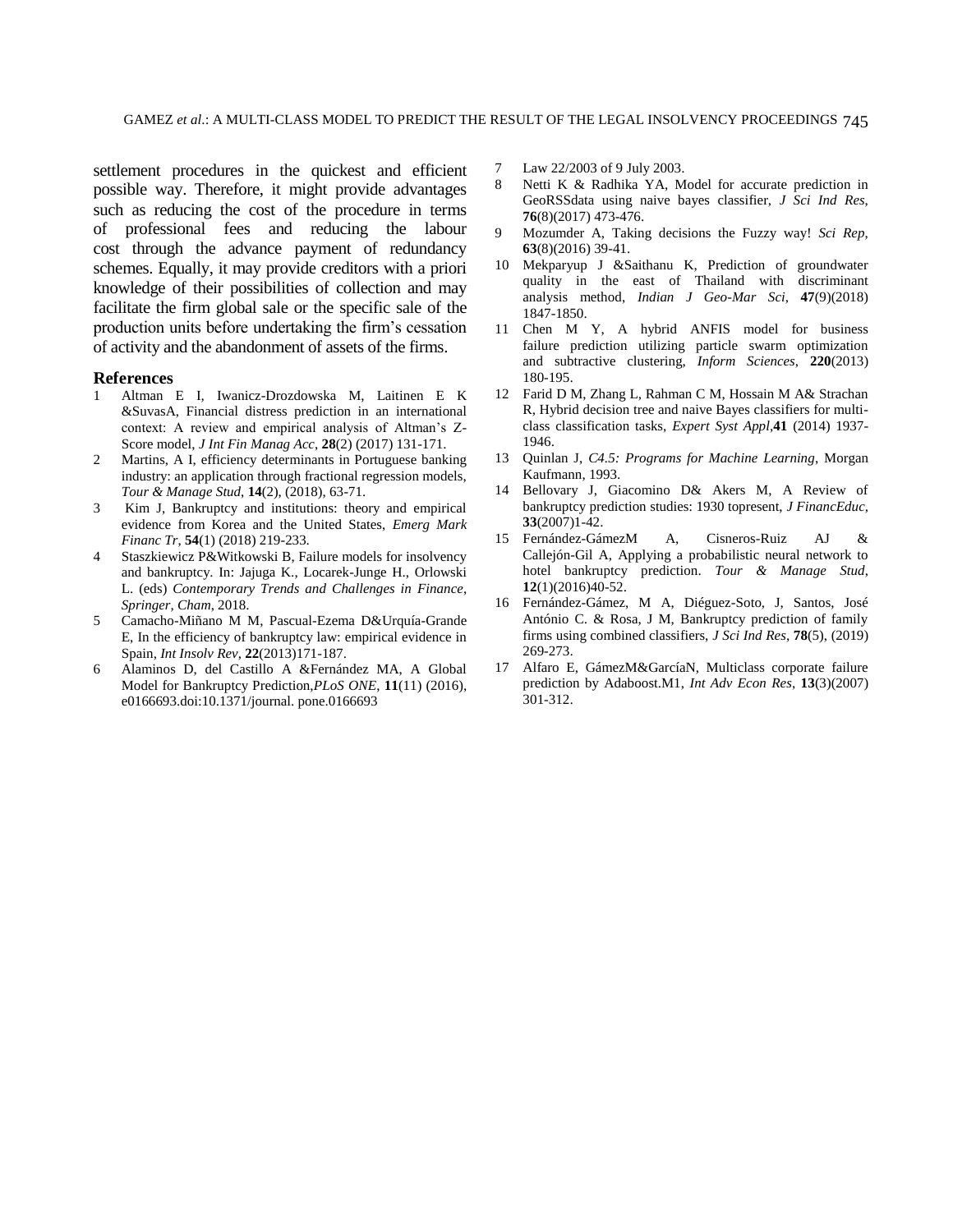settlement procedures in the quickest and efficient possible way. Therefore, it might provide advantages such as reducing the cost of the procedure in terms of professional fees and reducing the labour cost through the advance payment of redundancy schemes. Equally, it may provide creditors with a priori knowledge of their possibilities of collection and may facilitate the firm global sale or the specific sale of the production units before undertaking the firm's cessation of activity and the abandonment of assets of the firms.

## References

1. Altman E I, Iwanicz-Drozdowska M, Laitinen E K &SuvasA, Financial distress prediction in an international context: A review and empirical analysis of Altman's Z-Score model, *J Int Fin Manag Acc*, **28**(2) (2017) 131-171.
2. Martins, A I, efficiency determinants in Portuguese banking industry: an application through fractional regression models, *Tour & Manage Stud*, **14**(2), (2018), 63-71.
3. Kim J, Bankruptcy and institutions: theory and empirical evidence from Korea and the United States, *Emerg Mark Financ Tr*, **54**(1) (2018) 219-233.
4. Staszkiewicz P&Witkowski B, Failure models for insolvency and bankruptcy. In: Jajuga K., Locarek-Junge H., Orlowski L. (eds) *Contemporary Trends and Challenges in Finance*, *Springer, Cham*, 2018.
5. Camacho-Miñano M M, Pascual-Ezema D&Urquía-Grande E, In the efficiency of bankruptcy law: empirical evidence in Spain, *Int Insolv Rev*, **22**(2013)171-187.
6. Alaminos D, del Castillo A &Fernández MA, A Global Model for Bankruptcy Prediction,*PLoS ONE*, **11**(11) (2016), e0166693.doi:10.1371/journal. pone.0166693
7. Law 22/2003 of 9 July 2003.
8. Netti K & Radhika YA, Model for accurate prediction in GeoRSSdata using naive bayes classifier, *J Sci Ind Res*, **76**(8)(2017) 473-476.
9. Mozumder A, Taking decisions the Fuzzy way! *Sci Rep*, **63**(8)(2016) 39-41.
10. Mekparyup J &Saithanu K, Prediction of groundwater quality in the east of Thailand with discriminant analysis method, *Indian J Geo-Mar Sci*, **47**(9)(2018) 1847-1850.
11. Chen M Y, A hybrid ANFIS model for business failure prediction utilizing particle swarm optimization and subtractive clustering, *Inform Sciences*, **220**(2013) 180-195.
12. Farid D M, Zhang L, Rahman C M, Hossain M A& Strachan R, Hybrid decision tree and naive Bayes classifiers for multi-class classification tasks, *Expert Syst Appl*,**41** (2014) 1937-1946.
13. Quinlan J, *C4.5: Programs for Machine Learning*, Morgan Kaufmann, 1993.
14. Bellovary J, Giacomino D& Akers M, A Review of bankruptcy prediction studies: 1930 topresent, *J FinancEduc*, **33**(2007)1-42.
15. Fernández-GámezM A, Cisneros-Ruiz AJ & Callejón-Gil A, Applying a probabilistic neural network to hotel bankruptcy prediction. *Tour & Manage Stud*, **12**(1)(2016)40-52.
16. Fernández-Gámez, M A, Diéguez-Soto, J, Santos, José António C. & Rosa, J M, Bankruptcy prediction of family firms using combined classifiers, *J Sci Ind Res*, **78**(5), (2019) 269-273.
17. Alfaro E, GámezM&GarcíaN, Multiclass corporate failure prediction by Adaboost.M1, *Int Adv Econ Res*, **13**(3)(2007) 301-312.